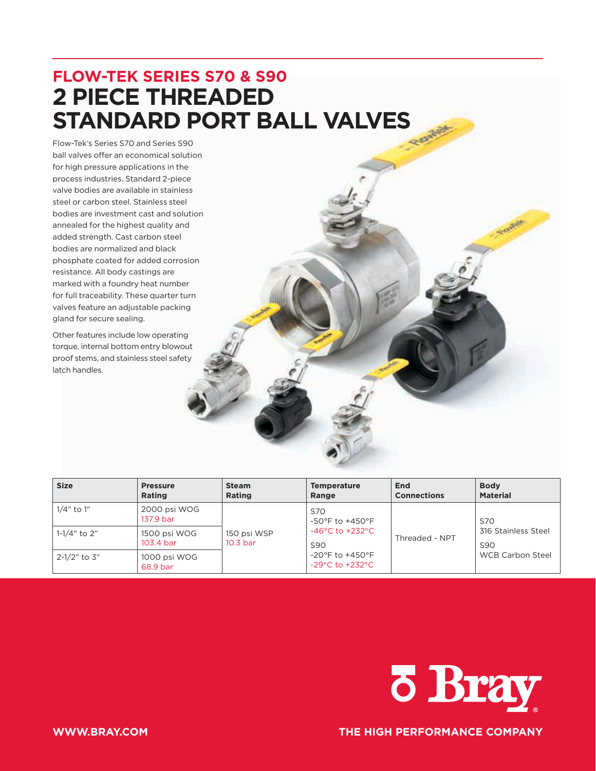## FLOW-TEK SERIES S70 & S90

# 2 PIECE THREADED STANDARD PORT BALL VALVES

Flow-Tek's Series S70 and Series S90 ball valves offer an economical solution for high pressure applications in the process industries. Standard 2-piece valve bodies are available in stainless steel or carbon steel. Stainless steel bodies are investment cast and solution annealed for the highest quality and added strength. Cast carbon steel bodies are normalized and black phosphate coated for added corrosion resistance. All body castings are marked with a foundry heat number for full traceability. These quarter turn valves feature an adjustable packing gland for secure sealing.

Other features include low operating torque, internal bottom entry blowout proof stems, and stainless steel safety latch handles.

| Size | Pressure Rating | Steam Rating | Temperature Range | End Connections | Body Material |
|---|---|---|---|---|---|
| 1/4" to 1" | 2000 psi WOG 137.9 bar | 150 psi WSP 10.3 bar | S70 -50°F to +450°F -46°C to +232°C S90 -20°F to +450°F -29°C to +232°C | Threaded - NPT | S70 316 Stainless Steel S90 WCB Carbon Steel |
| 1-1/4" to 2" | 1500 psi WOG 103.4 bar | | | | |
| 2-1/2" to 3" | 1000 psi WOG 68.9 bar | | | | |

Bray

WWW.BRAY.COM

THE HIGH PERFORMANCE COMPANY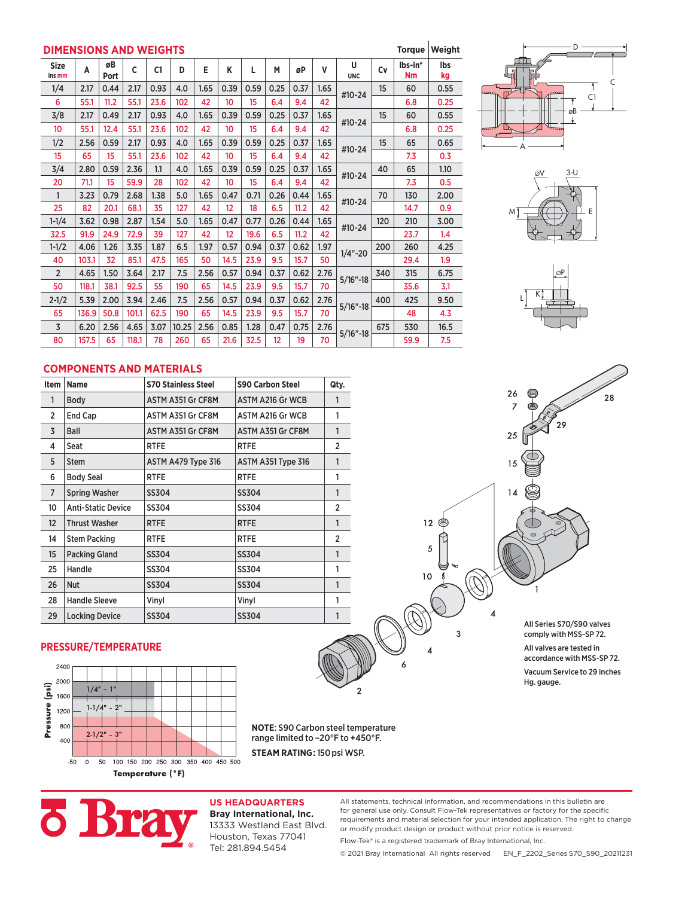## DIMENSIONS AND WEIGHTS

| Size ins mm | A | øB Port | C | C1 | D | E | K | L | M | øP | V | U UNC | Cv | Torque lbs-in* Nm | Weight lbs kg |
|---|---|---|---|---|---|---|---|---|---|---|---|---|---|---|---|
| 1/4 | 2.17 | 0.44 | 2.17 | 0.93 | 4.0 | 1.65 | 0.39 | 0.59 | 0.25 | 0.37 | 1.65 | #10-24 | 15 | 60 | 0.55 |
| 6 | 55.1 | 11.2 | 55.1 | 23.6 | 102 | 42 | 10 | 15 | 6.4 | 9.4 | 42 | | | 6.8 | 0.25 |
| 3/8 | 2.17 | 0.49 | 2.17 | 0.93 | 4.0 | 1.65 | 0.39 | 0.59 | 0.25 | 0.37 | 1.65 | #10-24 | 15 | 60 | 0.55 |
| 10 | 55.1 | 12.4 | 55.1 | 23.6 | 102 | 42 | 10 | 15 | 6.4 | 9.4 | 42 | | | 6.8 | 0.25 |
| 1/2 | 2.56 | 0.59 | 2.17 | 0.93 | 4.0 | 1.65 | 0.39 | 0.59 | 0.25 | 0.37 | 1.65 | #10-24 | 15 | 65 | 0.65 |
| 15 | 65 | 15 | 55.1 | 23.6 | 102 | 42 | 10 | 15 | 6.4 | 9.4 | 42 | | | 7.3 | 0.3 |
| 3/4 | 2.80 | 0.59 | 2.36 | 1.1 | 4.0 | 1.65 | 0.39 | 0.59 | 0.25 | 0.37 | 1.65 | #10-24 | 40 | 65 | 1.10 |
| 20 | 71.1 | 15 | 59.9 | 28 | 102 | 42 | 10 | 15 | 6.4 | 9.4 | 42 | | | 7.3 | 0.5 |
| 1 | 3.23 | 0.79 | 2.68 | 1.38 | 5.0 | 1.65 | 0.47 | 0.71 | 0.26 | 0.44 | 1.65 | #10-24 | 70 | 130 | 2.00 |
| 25 | 82 | 20.1 | 68.1 | 35 | 127 | 42 | 12 | 18 | 6.5 | 11.2 | 42 | | | 14.7 | 0.9 |
| 1-1/4 | 3.62 | 0.98 | 2.87 | 1.54 | 5.0 | 1.65 | 0.47 | 0.77 | 0.26 | 0.44 | 1.65 | #10-24 | 120 | 210 | 3.00 |
| 32.5 | 91.9 | 24.9 | 72.9 | 39 | 127 | 42 | 12 | 19.6 | 6.5 | 11.2 | 42 | | | 23.7 | 1.4 |
| 1-1/2 | 4.06 | 1.26 | 3.35 | 1.87 | 6.5 | 1.97 | 0.57 | 0.94 | 0.37 | 0.62 | 1.97 | 1/4"-20 | 200 | 260 | 4.25 |
| 40 | 103.1 | 32 | 85.1 | 47.5 | 165 | 50 | 14.5 | 23.9 | 9.5 | 15.7 | 50 | | | 29.4 | 1.9 |
| 2 | 4.65 | 1.50 | 3.64 | 2.17 | 7.5 | 2.56 | 0.57 | 0.94 | 0.37 | 0.62 | 2.76 | 5/16"-18 | 340 | 315 | 6.75 |
| 50 | 118.1 | 38.1 | 92.5 | 55 | 190 | 65 | 14.5 | 23.9 | 9.5 | 15.7 | 70 | | | 35.6 | 3.1 |
| 2-1/2 | 5.39 | 2.00 | 3.94 | 2.46 | 7.5 | 2.56 | 0.57 | 0.94 | 0.37 | 0.62 | 2.76 | 5/16"-18 | 400 | 425 | 9.50 |
| 65 | 136.9 | 50.8 | 101.1 | 62.5 | 190 | 65 | 14.5 | 23.9 | 9.5 | 15.7 | 70 | | | 48 | 4.3 |
| 3 | 6.20 | 2.56 | 4.65 | 3.07 | 10.25 | 2.56 | 0.85 | 1.28 | 0.47 | 0.75 | 2.76 | 5/16"-18 | 675 | 530 | 16.5 |
| 80 | 157.5 | 65 | 118.1 | 78 | 260 | 65 | 21.6 | 32.5 | 12 | 19 | 70 | | | 59.9 | 7.5 |

## COMPONENTS AND MATERIALS

| Item | Name | S70 Stainless Steel | S90 Carbon Steel | Qty. |
|---|---|---|---|---|
| 1 | Body | ASTM A351 Gr CF8M | ASTM A216 Gr WCB | 1 |
| 2 | End Cap | ASTM A351 Gr CF8M | ASTM A216 Gr WCB | 1 |
| 3 | Ball | ASTM A351 Gr CF8M | ASTM A351 Gr CF8M | 1 |
| 4 | Seat | RTFE | RTFE | 2 |
| 5 | Stem | ASTM A479 Type 316 | ASTM A351 Type 316 | 1 |
| 6 | Body Seal | RTFE | RTFE | 1 |
| 7 | Spring Washer | SS304 | SS304 | 1 |
| 10 | Anti-Static Device | SS304 | SS304 | 2 |
| 12 | Thrust Washer | RTFE | RTFE | 1 |
| 14 | Stem Packing | RTFE | RTFE | 2 |
| 15 | Packing Gland | SS304 | SS304 | 1 |
| 25 | Handle | SS304 | SS304 | 1 |
| 26 | Nut | SS304 | SS304 | 1 |
| 28 | Handle Sleeve | Vinyl | Vinyl | 1 |
| 29 | Locking Device | SS304 | SS304 | 1 |

All Series S70/S90 valves comply with MSS-SP 72.

All valves are tested in accordance with MSS-SP 72.

Vacuum Service to 29 inches Hg. gauge.

## PRESSURE/TEMPERATURE

Pressure (psi)
2400
2000
1600
1200
800
400
1/4" - 1"
1-1/4" - 2"
2-1/2" - 3"
-50 0 50 100 150 200 250 300 350 400 450 500
Temperature (°F)

**NOTE:** S90 Carbon steel temperature range limited to -20°F to +450°F.

**STEAM RATING:** 150 psi WSP.

Bray

**US HEADQUARTERS**
**Bray International, Inc.**
13333 Westland East Blvd.
Houston, Texas 77041
Tel: 281.894.5454

All statements, technical information, and recommendations in this bulletin are for general use only. Consult Flow-Tek representatives or factory for the specific requirements and material selection for your intended application. The right to change or modify product design or product without prior notice is reserved.

Flow-Tek® is a registered trademark of Bray International, Inc.

© 2021 Bray International All rights reserved EN_F_2202_Series S70_S90_20211231